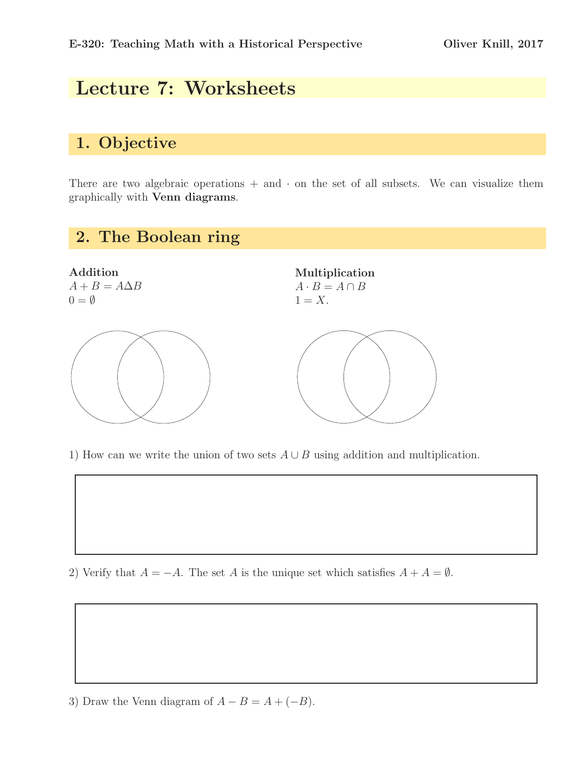E-320: Teaching Math with a Historical Perspective

Oliver Knill, 2017

# Lecture 7: Worksheets

## 1. Objective

There are two algebraic operations $+$ and $\cdot$ on the set of all subsets. We can visualize them graphically with **Venn diagrams**.

## 2. The Boolean ring

**Addition**
$A + B = A \Delta B$
$0 = \emptyset$

**Multiplication**
$A \cdot B = A \cap B$
$1 = X$.

1) How can we write the union of two sets $A \cup B$ using addition and multiplication.

2) Verify that $A = -A$. The set $A$ is the unique set which satisfies $A + A = \emptyset$.

3) Draw the Venn diagram of $A - B = A + (-B)$.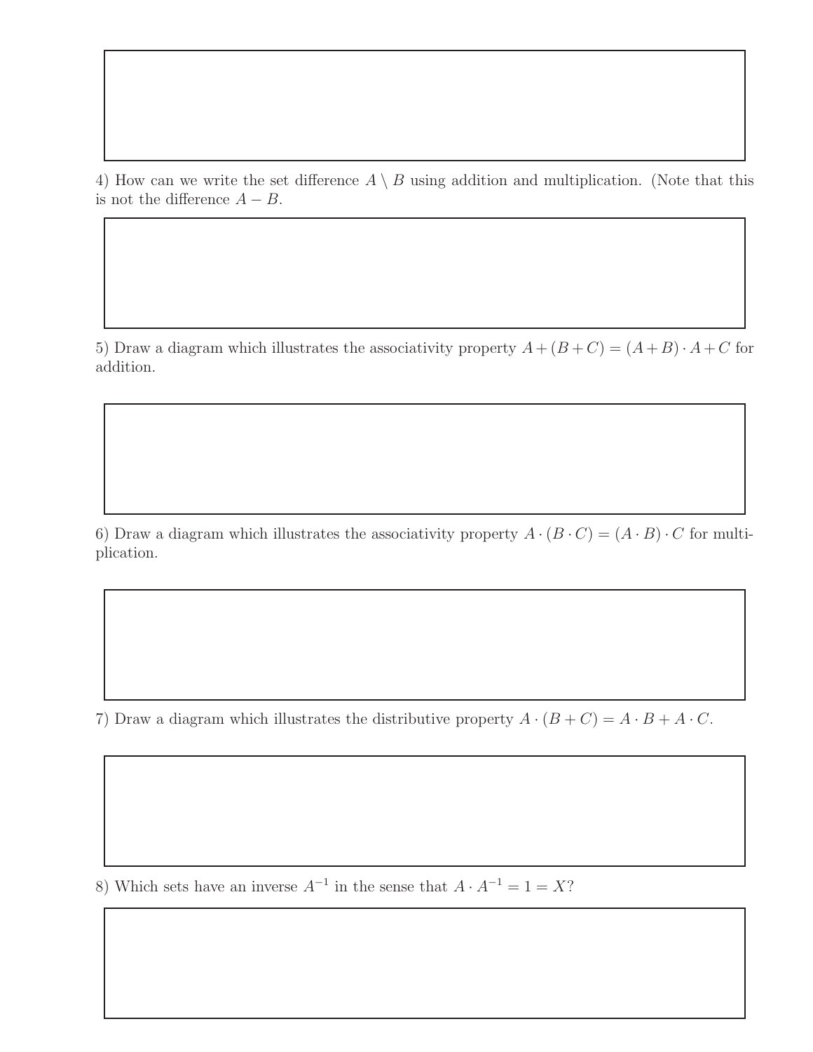4) How can we write the set difference $A \setminus B$ using addition and multiplication. (Note that this is not the difference $A - B$.

5) Draw a diagram which illustrates the associativity property $A + (B + C) = (A + B) \cdot A + C$ for addition.

6) Draw a diagram which illustrates the associativity property $A \cdot (B \cdot C) = (A \cdot B) \cdot C$ for multiplication.

7) Draw a diagram which illustrates the distributive property $A \cdot (B + C) = A \cdot B + A \cdot C$.

8) Which sets have an inverse $A^{-1}$ in the sense that $A \cdot A^{-1} = 1 = X$?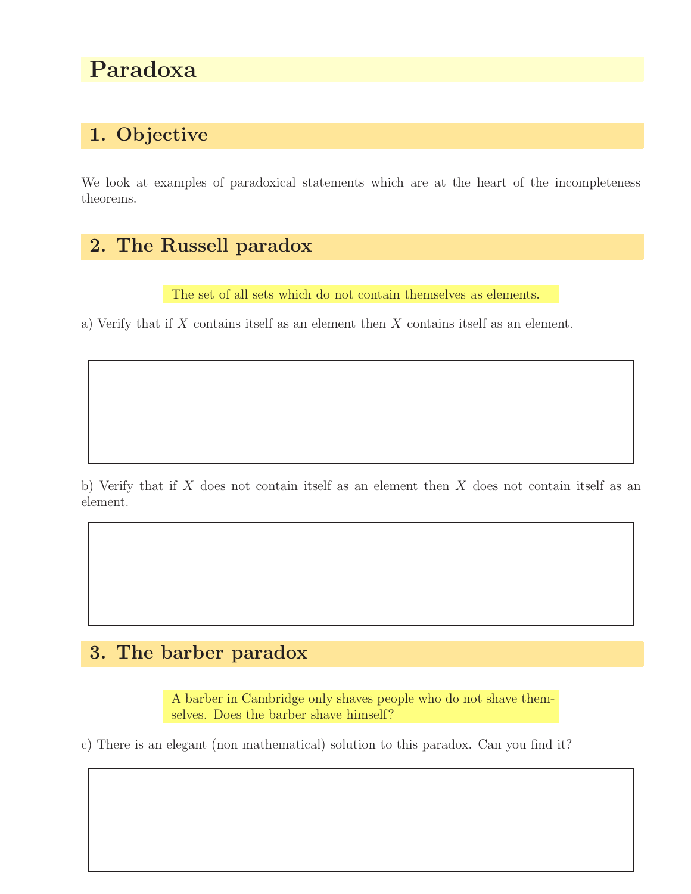# Paradoxa

## 1. Objective

We look at examples of paradoxical statements which are at the heart of the incompleteness theorems.

## 2. The Russell paradox

The set of all sets which do not contain themselves as elements.

a) Verify that if $X$ contains itself as an element then $X$ contains itself as an element.

b) Verify that if $X$ does not contain itself as an element then $X$ does not contain itself as an element.

## 3. The barber paradox

A barber in Cambridge only shaves people who do not shave themselves. Does the barber shave himself?

c) There is an elegant (non mathematical) solution to this paradox. Can you find it?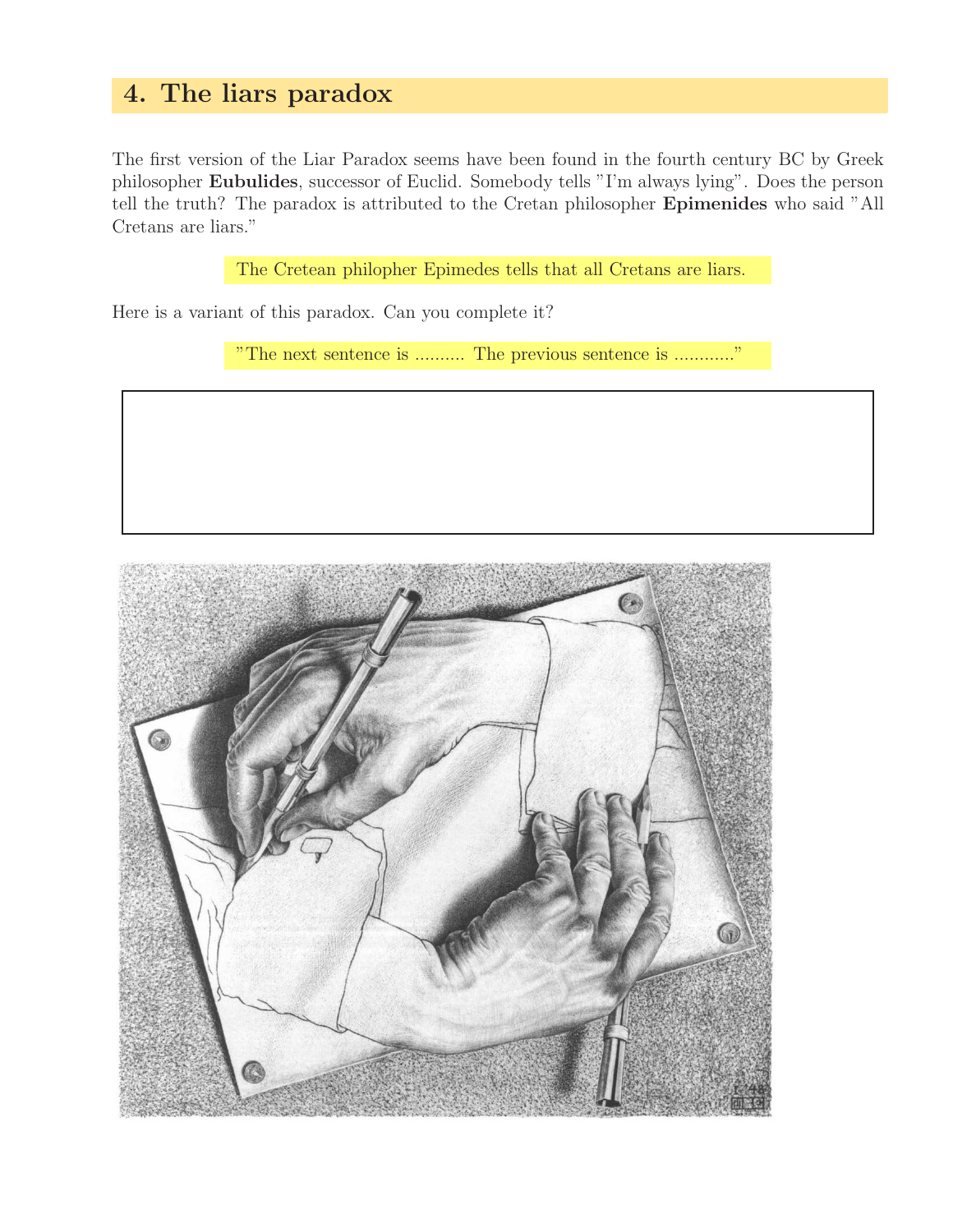## 4. The liars paradox

The first version of the Liar Paradox seems have been found in the fourth century BC by Greek philosopher **Eubulides**, successor of Euclid. Somebody tells "I'm always lying". Does the person tell the truth? The paradox is attributed to the Cretan philosopher **Epimenides** who said "All Cretans are liars."

The Cretean philopher Epimedes tells that all Cretans are liars.

Here is a variant of this paradox. Can you complete it?

"The next sentence is .......... The previous sentence is ............"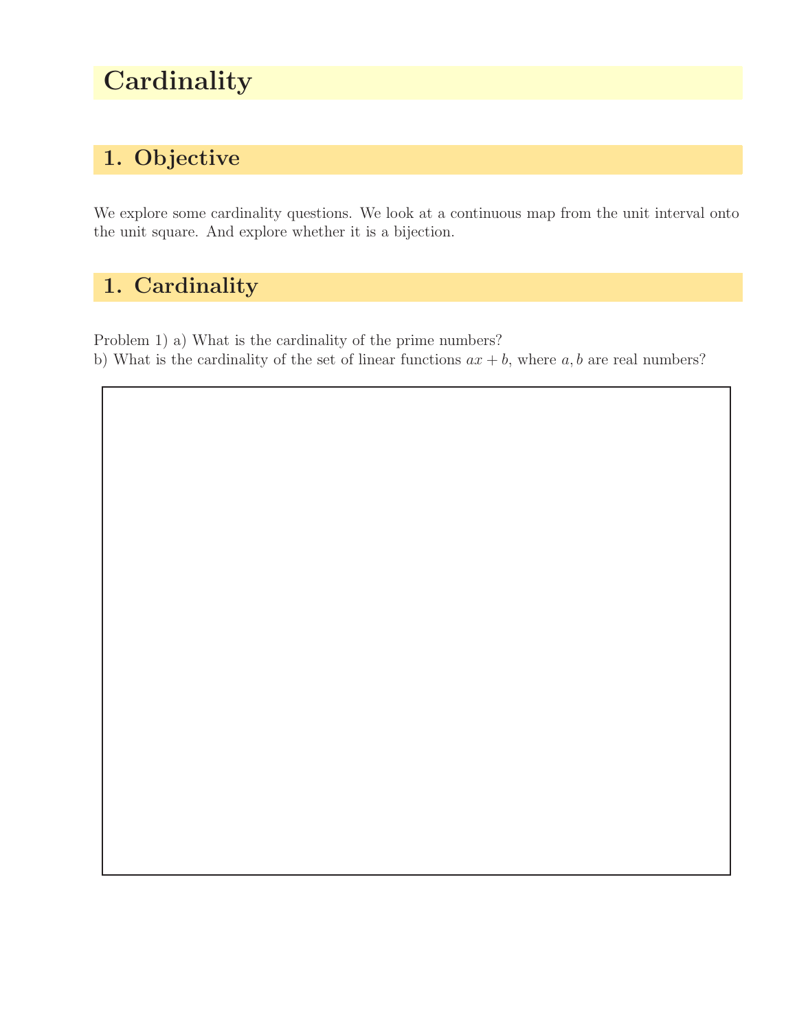# Cardinality

## 1. Objective

We explore some cardinality questions. We look at a continuous map from the unit interval onto the unit square. And explore whether it is a bijection.

## 1. Cardinality

Problem 1) a) What is the cardinality of the prime numbers?
b) What is the cardinality of the set of linear functions $ax + b$, where $a, b$ are real numbers?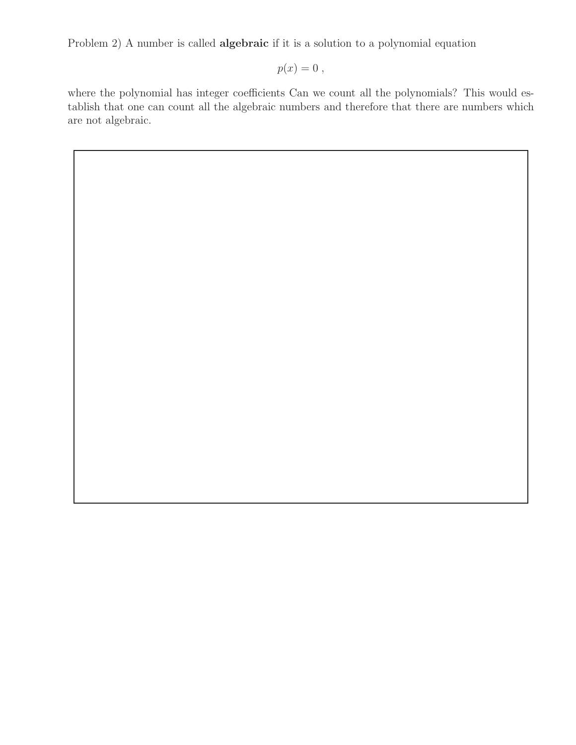Problem 2) A number is called **algebraic** if it is a solution to a polynomial equation

$$p(x) = 0 ,$$

where the polynomial has integer coefficients Can we count all the polynomials? This would establish that one can count all the algebraic numbers and therefore that there are numbers which are not algebraic.